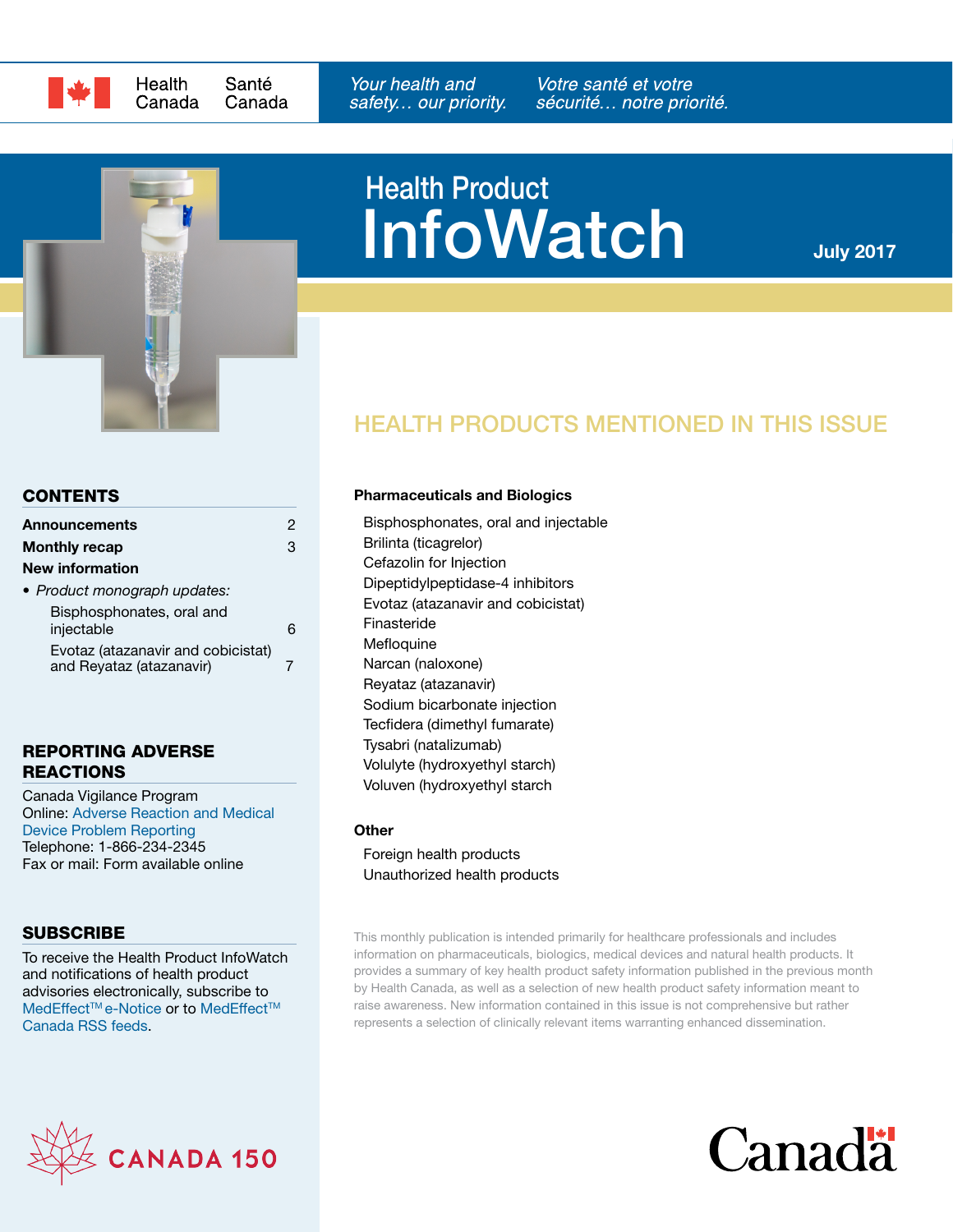Health Canada | Santé Canada

*Your health and safety… our priority.* *Votre santé et votre sécurité… notre priorité.*

# Health Product InfoWatch

**July 2017**

## CONTENTS

| | |
|---|---|
| **Announcements** | 2 |
| **Monthly recap** | 3 |
| **New information** | |
| • *Product monograph updates:* | |
| Bisphosphonates, oral and injectable | 6 |
| Evotaz (atazanavir and cobicistat) and Reyataz (atazanavir) | 7 |

## REPORTING ADVERSE REACTIONS

Canada Vigilance Program
Online: Adverse Reaction and Medical Device Problem Reporting
Telephone: 1-866-234-2345
Fax or mail: Form available online

## SUBSCRIBE

To receive the Health Product InfoWatch and notifications of health product advisories electronically, subscribe to MedEffect™ e-Notice or to MedEffect™ Canada RSS feeds.

## HEALTH PRODUCTS MENTIONED IN THIS ISSUE

**Pharmaceuticals and Biologics**

Bisphosphonates, oral and injectable
Brilinta (ticagrelor)
Cefazolin for Injection
Dipeptidylpeptidase-4 inhibitors
Evotaz (atazanavir and cobicistat)
Finasteride
Mefloquine
Narcan (naloxone)
Reyataz (atazanavir)
Sodium bicarbonate injection
Tecfidera (dimethyl fumarate)
Tysabri (natalizumab)
Volulyte (hydroxyethyl starch)
Voluven (hydroxyethyl starch

**Other**

Foreign health products
Unauthorized health products

This monthly publication is intended primarily for healthcare professionals and includes information on pharmaceuticals, biologics, medical devices and natural health products. It provides a summary of key health product safety information published in the previous month by Health Canada, as well as a selection of new health product safety information meant to raise awareness. New information contained in this issue is not comprehensive but rather represents a selection of clinically relevant items warranting enhanced dissemination.

CANADA 150

Canada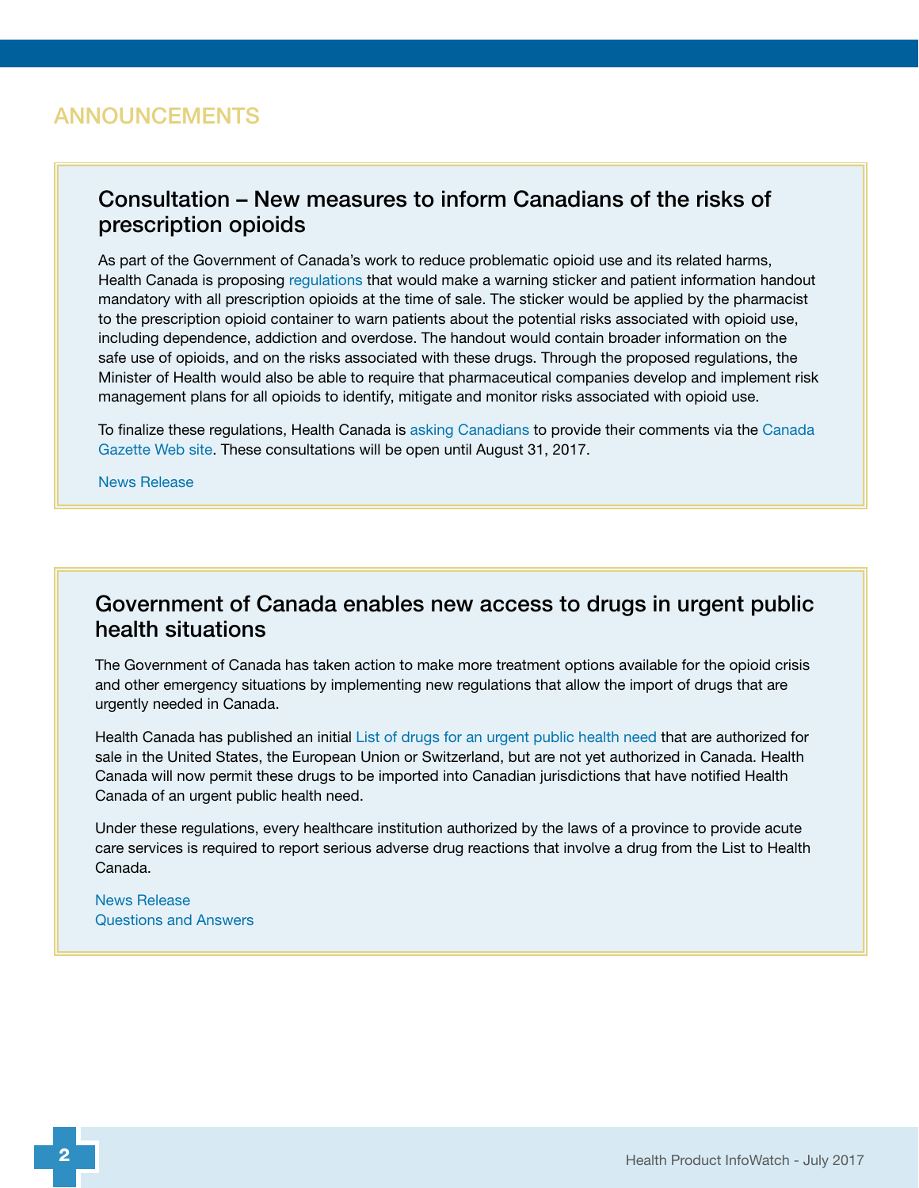# ANNOUNCEMENTS

## Consultation – New measures to inform Canadians of the risks of prescription opioids

As part of the Government of Canada's work to reduce problematic opioid use and its related harms, Health Canada is proposing regulations that would make a warning sticker and patient information handout mandatory with all prescription opioids at the time of sale. The sticker would be applied by the pharmacist to the prescription opioid container to warn patients about the potential risks associated with opioid use, including dependence, addiction and overdose. The handout would contain broader information on the safe use of opioids, and on the risks associated with these drugs. Through the proposed regulations, the Minister of Health would also be able to require that pharmaceutical companies develop and implement risk management plans for all opioids to identify, mitigate and monitor risks associated with opioid use.

To finalize these regulations, Health Canada is asking Canadians to provide their comments via the Canada Gazette Web site. These consultations will be open until August 31, 2017.

News Release

## Government of Canada enables new access to drugs in urgent public health situations

The Government of Canada has taken action to make more treatment options available for the opioid crisis and other emergency situations by implementing new regulations that allow the import of drugs that are urgently needed in Canada.

Health Canada has published an initial List of drugs for an urgent public health need that are authorized for sale in the United States, the European Union or Switzerland, but are not yet authorized in Canada. Health Canada will now permit these drugs to be imported into Canadian jurisdictions that have notified Health Canada of an urgent public health need.

Under these regulations, every healthcare institution authorized by the laws of a province to provide acute care services is required to report serious adverse drug reactions that involve a drug from the List to Health Canada.

News Release
Questions and Answers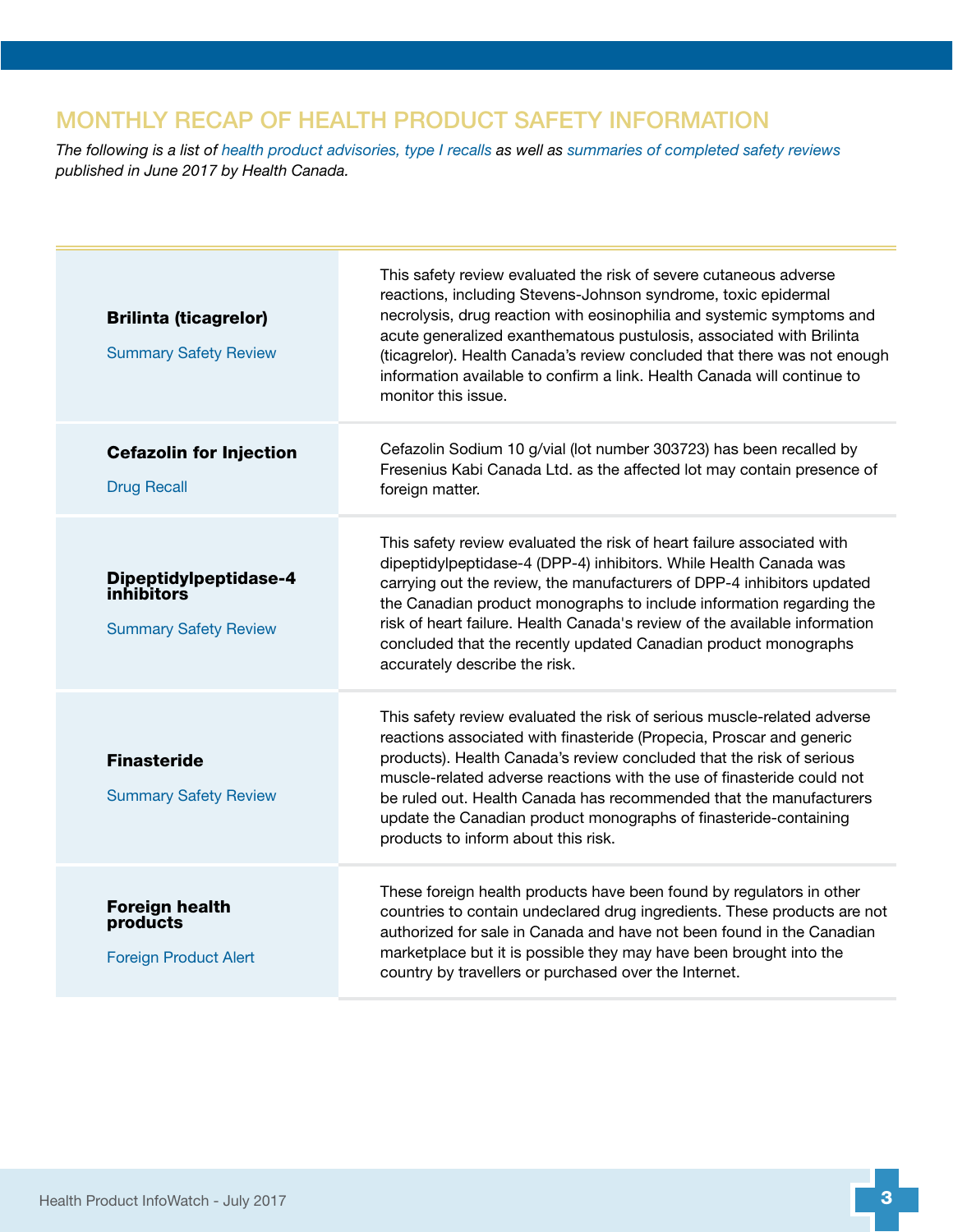## MONTHLY RECAP OF HEALTH PRODUCT SAFETY INFORMATION

*The following is a list of health product advisories, type I recalls as well as summaries of completed safety reviews published in June 2017 by Health Canada.*

| | |
|---|---|
| **Brilinta (ticagrelor)**<br><br>Summary Safety Review | This safety review evaluated the risk of severe cutaneous adverse reactions, including Stevens-Johnson syndrome, toxic epidermal necrolysis, drug reaction with eosinophilia and systemic symptoms and acute generalized exanthematous pustulosis, associated with Brilinta (ticagrelor). Health Canada's review concluded that there was not enough information available to confirm a link. Health Canada will continue to monitor this issue. |
| **Cefazolin for Injection**<br><br>Drug Recall | Cefazolin Sodium 10 g/vial (lot number 303723) has been recalled by Fresenius Kabi Canada Ltd. as the affected lot may contain presence of foreign matter. |
| **Dipeptidylpeptidase-4 inhibitors**<br><br>Summary Safety Review | This safety review evaluated the risk of heart failure associated with dipeptidylpeptidase-4 (DPP-4) inhibitors. While Health Canada was carrying out the review, the manufacturers of DPP-4 inhibitors updated the Canadian product monographs to include information regarding the risk of heart failure. Health Canada's review of the available information concluded that the recently updated Canadian product monographs accurately describe the risk. |
| **Finasteride**<br><br>Summary Safety Review | This safety review evaluated the risk of serious muscle-related adverse reactions associated with finasteride (Propecia, Proscar and generic products). Health Canada's review concluded that the risk of serious muscle-related adverse reactions with the use of finasteride could not be ruled out. Health Canada has recommended that the manufacturers update the Canadian product monographs of finasteride-containing products to inform about this risk. |
| **Foreign health products**<br><br>Foreign Product Alert | These foreign health products have been found by regulators in other countries to contain undeclared drug ingredients. These products are not authorized for sale in Canada and have not been found in the Canadian marketplace but it is possible they may have been brought into the country by travellers or purchased over the Internet. |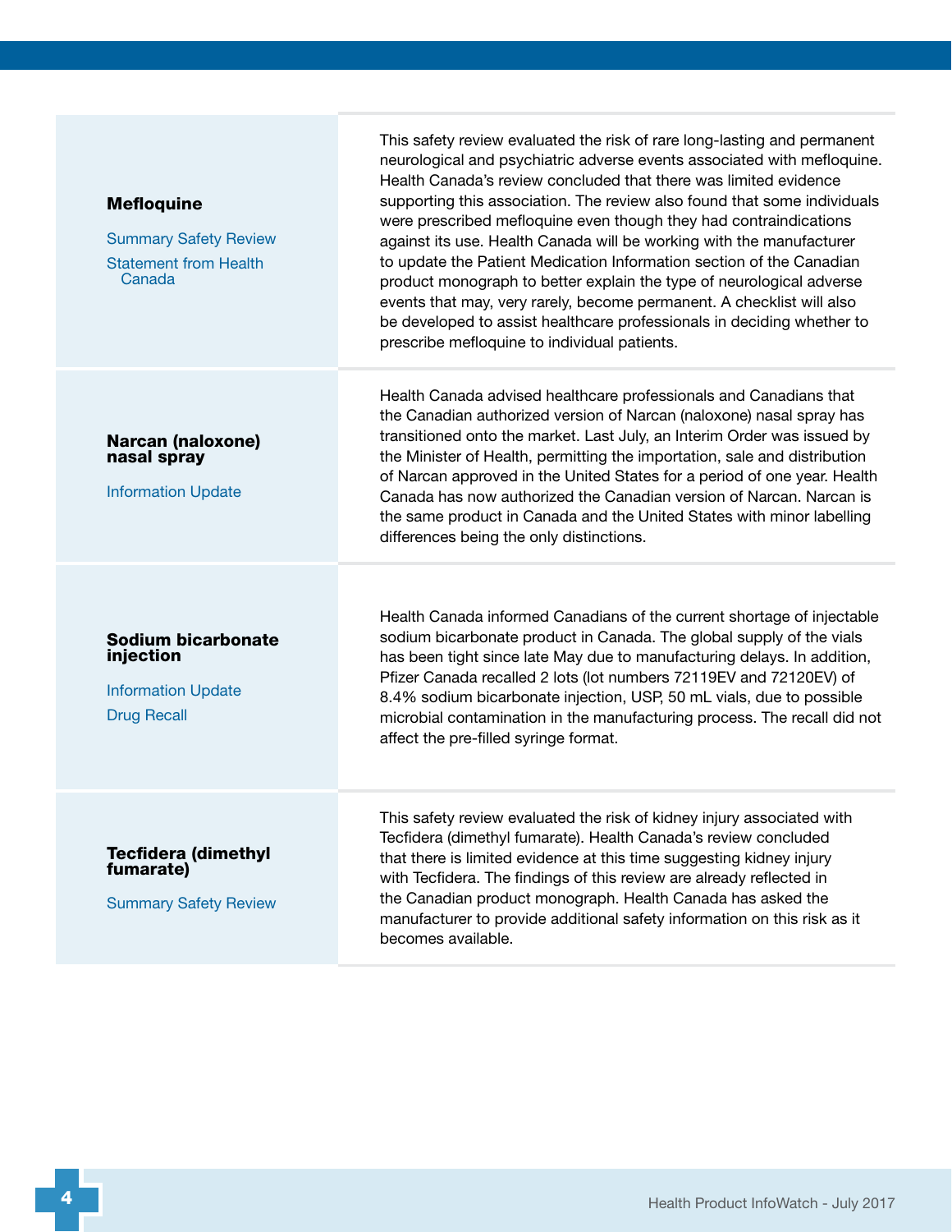| | |
|---|---|
| **Mefloquine**<br><br>Summary Safety Review<br>Statement from Health Canada | This safety review evaluated the risk of rare long-lasting and permanent neurological and psychiatric adverse events associated with mefloquine. Health Canada's review concluded that there was limited evidence supporting this association. The review also found that some individuals were prescribed mefloquine even though they had contraindications against its use. Health Canada will be working with the manufacturer to update the Patient Medication Information section of the Canadian product monograph to better explain the type of neurological adverse events that may, very rarely, become permanent. A checklist will also be developed to assist healthcare professionals in deciding whether to prescribe mefloquine to individual patients. |
| **Narcan (naloxone) nasal spray**<br><br>Information Update | Health Canada advised healthcare professionals and Canadians that the Canadian authorized version of Narcan (naloxone) nasal spray has transitioned onto the market. Last July, an Interim Order was issued by the Minister of Health, permitting the importation, sale and distribution of Narcan approved in the United States for a period of one year. Health Canada has now authorized the Canadian version of Narcan. Narcan is the same product in Canada and the United States with minor labelling differences being the only distinctions. |
| **Sodium bicarbonate injection**<br><br>Information Update<br>Drug Recall | Health Canada informed Canadians of the current shortage of injectable sodium bicarbonate product in Canada. The global supply of the vials has been tight since late May due to manufacturing delays. In addition, Pfizer Canada recalled 2 lots (lot numbers 72119EV and 72120EV) of 8.4% sodium bicarbonate injection, USP, 50 mL vials, due to possible microbial contamination in the manufacturing process. The recall did not affect the pre-filled syringe format. |
| **Tecfidera (dimethyl fumarate)**<br><br>Summary Safety Review | This safety review evaluated the risk of kidney injury associated with Tecfidera (dimethyl fumarate). Health Canada's review concluded that there is limited evidence at this time suggesting kidney injury with Tecfidera. The findings of this review are already reflected in the Canadian product monograph. Health Canada has asked the manufacturer to provide additional safety information on this risk as it becomes available. |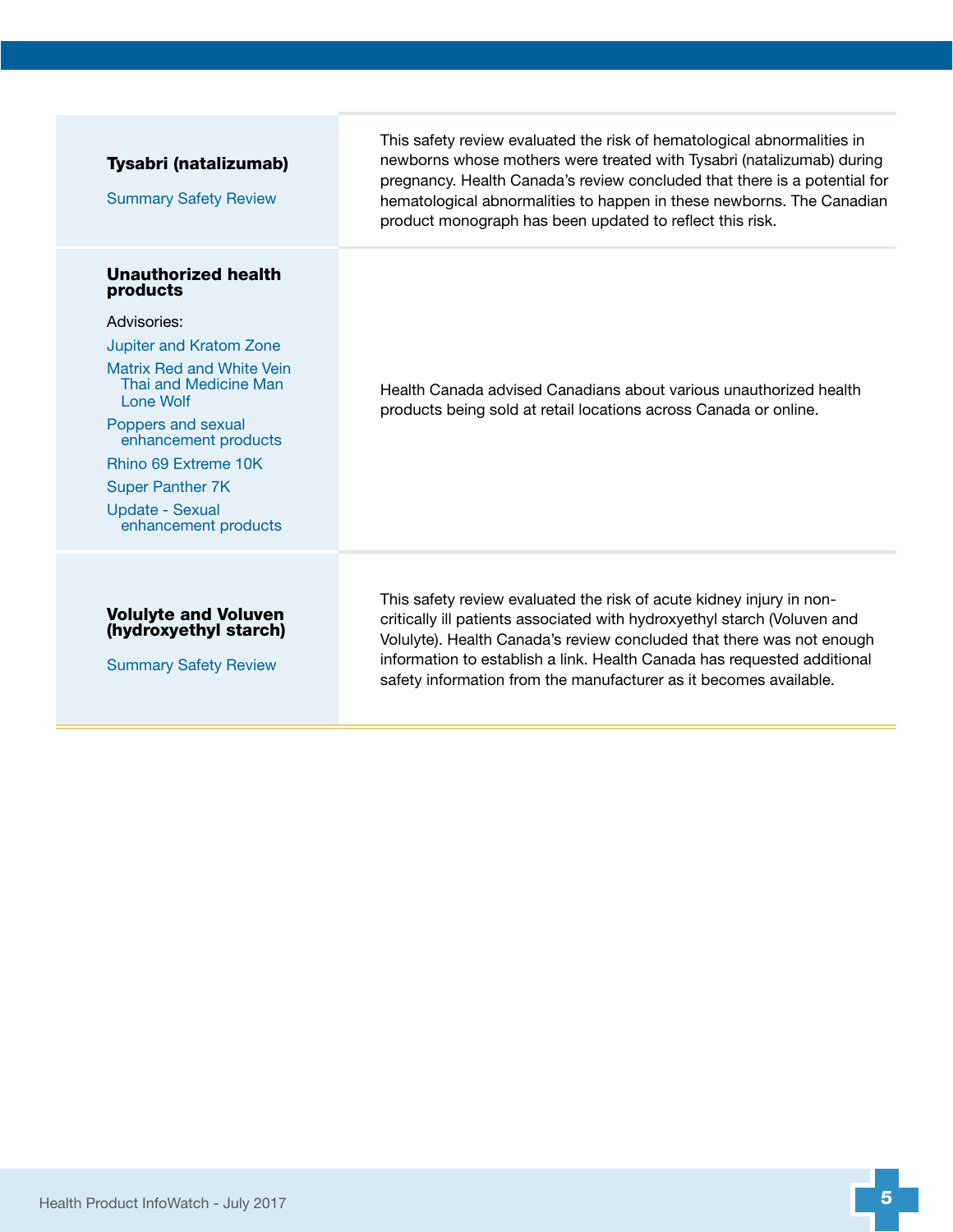| | |
|---|---|
| **Tysabri (natalizumab)**<br><br>Summary Safety Review | This safety review evaluated the risk of hematological abnormalities in newborns whose mothers were treated with Tysabri (natalizumab) during pregnancy. Health Canada's review concluded that there is a potential for hematological abnormalities to happen in these newborns. The Canadian product monograph has been updated to reflect this risk. |
| **Unauthorized health products**<br><br>Advisories:<br>Jupiter and Kratom Zone<br>Matrix Red and White Vein Thai and Medicine Man Lone Wolf<br>Poppers and sexual enhancement products<br>Rhino 69 Extreme 10K<br>Super Panther 7K<br>Update - Sexual enhancement products | Health Canada advised Canadians about various unauthorized health products being sold at retail locations across Canada or online. |
| **Volulyte and Voluven (hydroxyethyl starch)**<br><br>Summary Safety Review | This safety review evaluated the risk of acute kidney injury in non-critically ill patients associated with hydroxyethyl starch (Voluven and Volulyte). Health Canada's review concluded that there was not enough information to establish a link. Health Canada has requested additional safety information from the manufacturer as it becomes available. |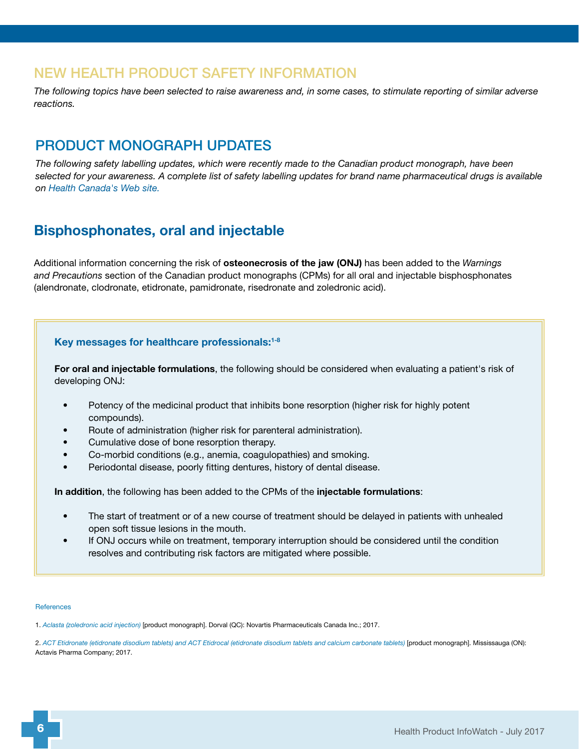## NEW HEALTH PRODUCT SAFETY INFORMATION

*The following topics have been selected to raise awareness and, in some cases, to stimulate reporting of similar adverse reactions.*

## PRODUCT MONOGRAPH UPDATES

*The following safety labelling updates, which were recently made to the Canadian product monograph, have been selected for your awareness. A complete list of safety labelling updates for brand name pharmaceutical drugs is available on Health Canada's Web site.*

### Bisphosphonates, oral and injectable

Additional information concerning the risk of **osteonecrosis of the jaw (ONJ)** has been added to the *Warnings and Precautions* section of the Canadian product monographs (CPMs) for all oral and injectable bisphosphonates (alendronate, clodronate, etidronate, pamidronate, risedronate and zoledronic acid).

**Key messages for healthcare professionals:**[1-8]

**For oral and injectable formulations**, the following should be considered when evaluating a patient's risk of developing ONJ:

- Potency of the medicinal product that inhibits bone resorption (higher risk for highly potent compounds).
- Route of administration (higher risk for parenteral administration).
- Cumulative dose of bone resorption therapy.
- Co-morbid conditions (e.g., anemia, coagulopathies) and smoking.
- Periodontal disease, poorly fitting dentures, history of dental disease.

**In addition**, the following has been added to the CPMs of the **injectable formulations**:

- The start of treatment or of a new course of treatment should be delayed in patients with unhealed open soft tissue lesions in the mouth.
- If ONJ occurs while on treatment, temporary interruption should be considered until the condition resolves and contributing risk factors are mitigated where possible.

References

1. *Aclasta (zoledronic acid injection)* [product monograph]. Dorval (QC): Novartis Pharmaceuticals Canada Inc.; 2017.

2. *ACT Etidronate (etidronate disodium tablets) and ACT Etidrocal (etidronate disodium tablets and calcium carbonate tablets)* [product monograph]. Mississauga (ON): Actavis Pharma Company; 2017.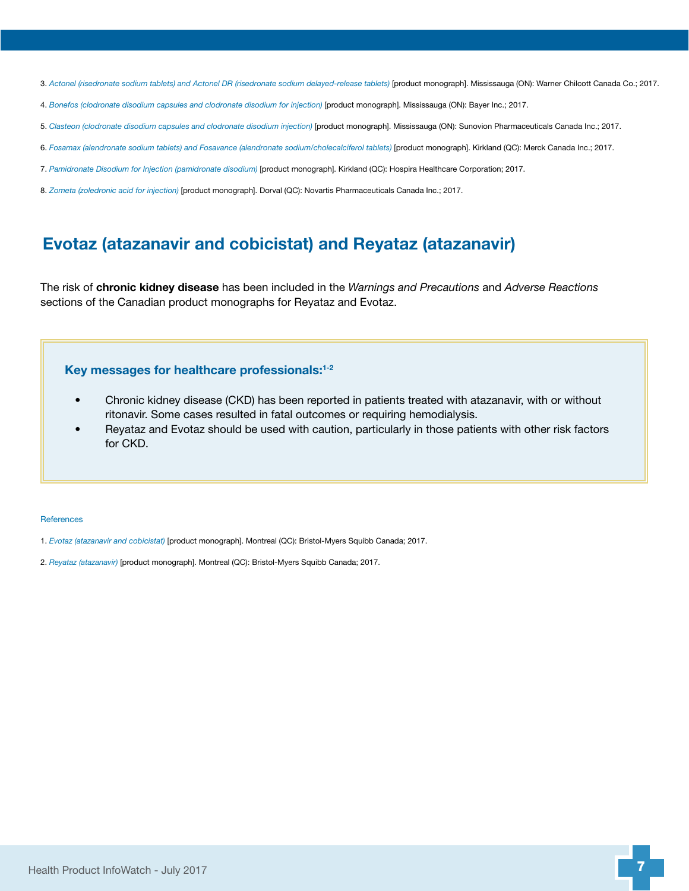3. *Actonel (risedronate sodium tablets) and Actonel DR (risedronate sodium delayed-release tablets)* [product monograph]. Mississauga (ON): Warner Chilcott Canada Co.; 2017.

4. *Bonefos (clodronate disodium capsules and clodronate disodium for injection)* [product monograph]. Mississauga (ON): Bayer Inc.; 2017.

5. *Clasteon (clodronate disodium capsules and clodronate disodium injection)* [product monograph]. Mississauga (ON): Sunovion Pharmaceuticals Canada Inc.; 2017.

6. *Fosamax (alendronate sodium tablets) and Fosavance (alendronate sodium/cholecalciferol tablets)* [product monograph]. Kirkland (QC): Merck Canada Inc.; 2017.

7. *Pamidronate Disodium for Injection (pamidronate disodium)* [product monograph]. Kirkland (QC): Hospira Healthcare Corporation; 2017.

8. *Zometa (zoledronic acid for injection)* [product monograph]. Dorval (QC): Novartis Pharmaceuticals Canada Inc.; 2017.

## Evotaz (atazanavir and cobicistat) and Reyataz (atazanavir)

The risk of **chronic kidney disease** has been included in the *Warnings and Precautions* and *Adverse Reactions* sections of the Canadian product monographs for Reyataz and Evotaz.

### Key messages for healthcare professionals:[1-2]

- Chronic kidney disease (CKD) has been reported in patients treated with atazanavir, with or without ritonavir. Some cases resulted in fatal outcomes or requiring hemodialysis.
- Reyataz and Evotaz should be used with caution, particularly in those patients with other risk factors for CKD.

References

1. *Evotaz (atazanavir and cobicistat)* [product monograph]. Montreal (QC): Bristol-Myers Squibb Canada; 2017.

2. *Reyataz (atazanavir)* [product monograph]. Montreal (QC): Bristol-Myers Squibb Canada; 2017.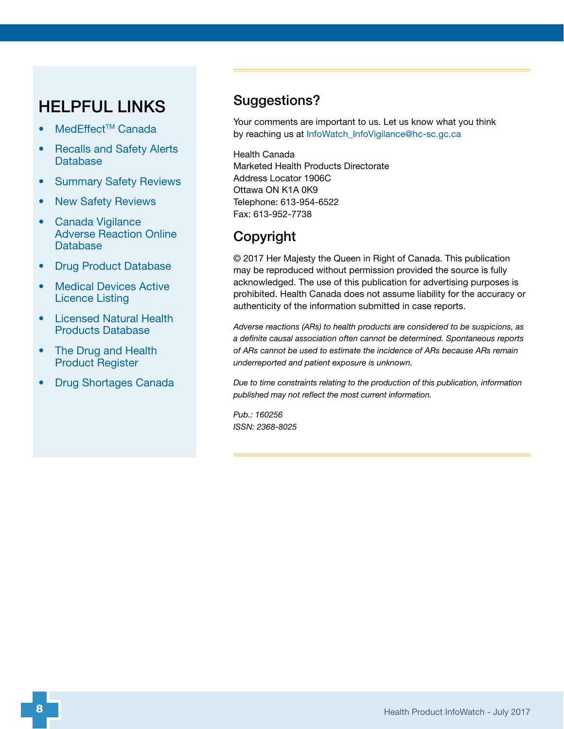## HELPFUL LINKS

- MedEffect™ Canada
- Recalls and Safety Alerts Database
- Summary Safety Reviews
- New Safety Reviews
- Canada Vigilance Adverse Reaction Online Database
- Drug Product Database
- Medical Devices Active Licence Listing
- Licensed Natural Health Products Database
- The Drug and Health Product Register
- Drug Shortages Canada

## Suggestions?

Your comments are important to us. Let us know what you think by reaching us at InfoWatch_InfoVigilance@hc-sc.gc.ca

Health Canada
Marketed Health Products Directorate
Address Locator 1906C
Ottawa ON K1A 0K9
Telephone: 613-954-6522
Fax: 613-952-7738

## Copyright

© 2017 Her Majesty the Queen in Right of Canada. This publication may be reproduced without permission provided the source is fully acknowledged. The use of this publication for advertising purposes is prohibited. Health Canada does not assume liability for the accuracy or authenticity of the information submitted in case reports.

*Adverse reactions (ARs) to health products are considered to be suspicions, as a definite causal association often cannot be determined. Spontaneous reports of ARs cannot be used to estimate the incidence of ARs because ARs remain underreported and patient exposure is unknown.*

*Due to time constraints relating to the production of this publication, information published may not reflect the most current information.*

*Pub.: 160256*
*ISSN: 2368-8025*